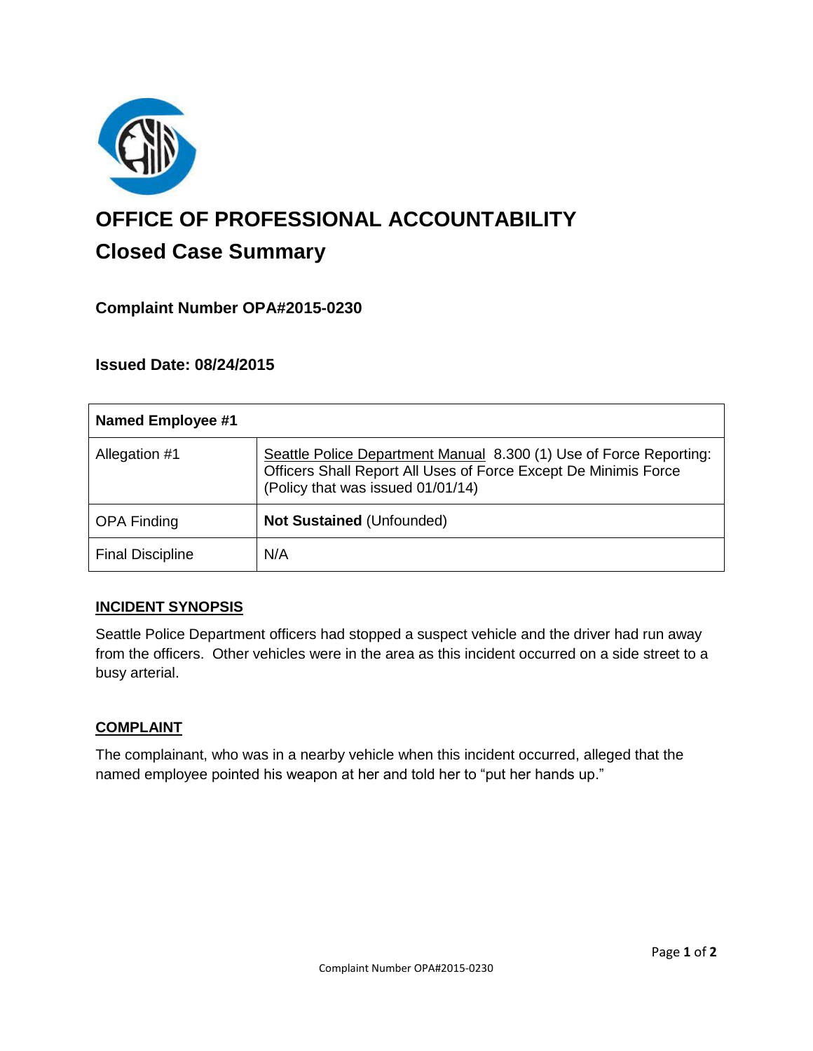# OFFICE OF PROFESSIONAL ACCOUNTABILITY

## Closed Case Summary

### Complaint Number OPA#2015-0230

### Issued Date: 08/24/2015

| **Named Employee #1** | |
|---|---|
| Allegation #1 | Seattle Police Department Manual 8.300 (1) Use of Force Reporting: Officers Shall Report All Uses of Force Except De Minimis Force (Policy that was issued 01/01/14) |
| OPA Finding | **Not Sustained** (Unfounded) |
| Final Discipline | N/A |

**INCIDENT SYNOPSIS**

Seattle Police Department officers had stopped a suspect vehicle and the driver had run away from the officers. Other vehicles were in the area as this incident occurred on a side street to a busy arterial.

**COMPLAINT**

The complainant, who was in a nearby vehicle when this incident occurred, alleged that the named employee pointed his weapon at her and told her to "put her hands up."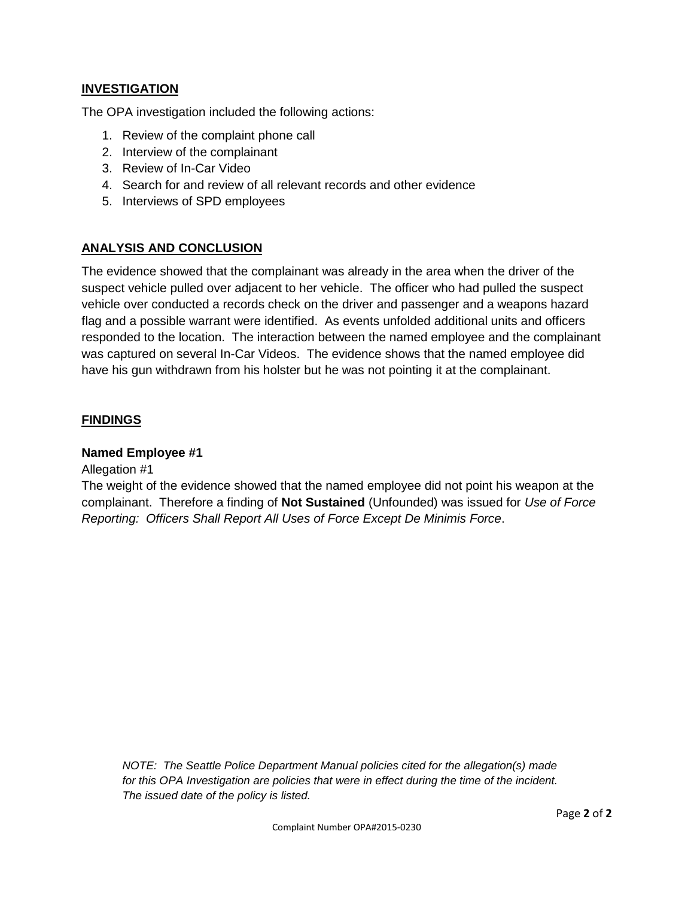## INVESTIGATION

The OPA investigation included the following actions:

1. Review of the complaint phone call
2. Interview of the complainant
3. Review of In-Car Video
4. Search for and review of all relevant records and other evidence
5. Interviews of SPD employees

## ANALYSIS AND CONCLUSION

The evidence showed that the complainant was already in the area when the driver of the suspect vehicle pulled over adjacent to her vehicle. The officer who had pulled the suspect vehicle over conducted a records check on the driver and passenger and a weapons hazard flag and a possible warrant were identified. As events unfolded additional units and officers responded to the location. The interaction between the named employee and the complainant was captured on several In-Car Videos. The evidence shows that the named employee did have his gun withdrawn from his holster but he was not pointing it at the complainant.

## FINDINGS

**Named Employee #1**

Allegation #1

The weight of the evidence showed that the named employee did not point his weapon at the complainant. Therefore a finding of **Not Sustained** (Unfounded) was issued for *Use of Force Reporting: Officers Shall Report All Uses of Force Except De Minimis Force*.

*NOTE: The Seattle Police Department Manual policies cited for the allegation(s) made for this OPA Investigation are policies that were in effect during the time of the incident. The issued date of the policy is listed.*

Complaint Number OPA#2015-0230